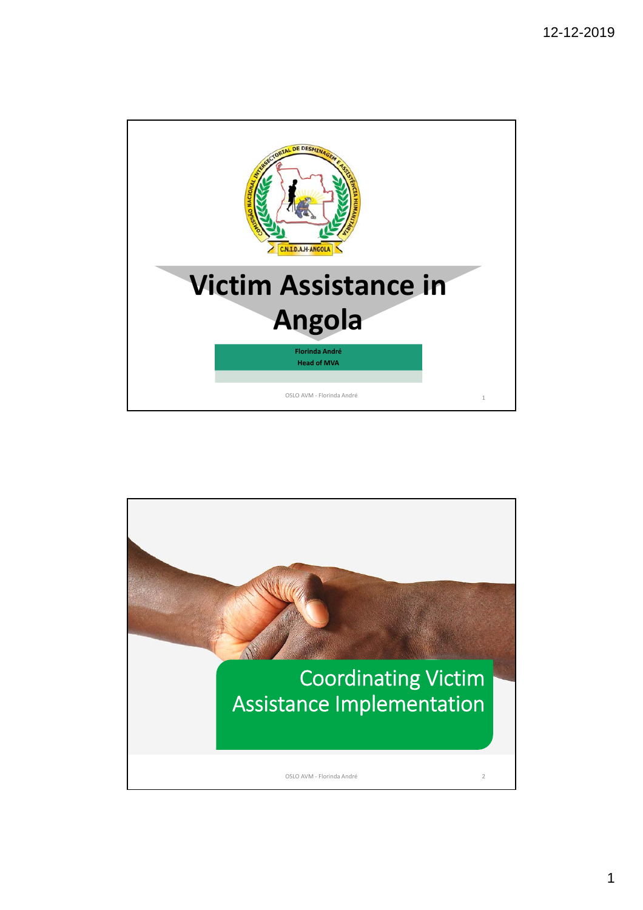# Victim Assistance in Angola

**Florinda André**
**Head of MVA**

OSLO AVM - Florinda André

## Coordinating Victim Assistance Implementation

OSLO AVM - Florinda André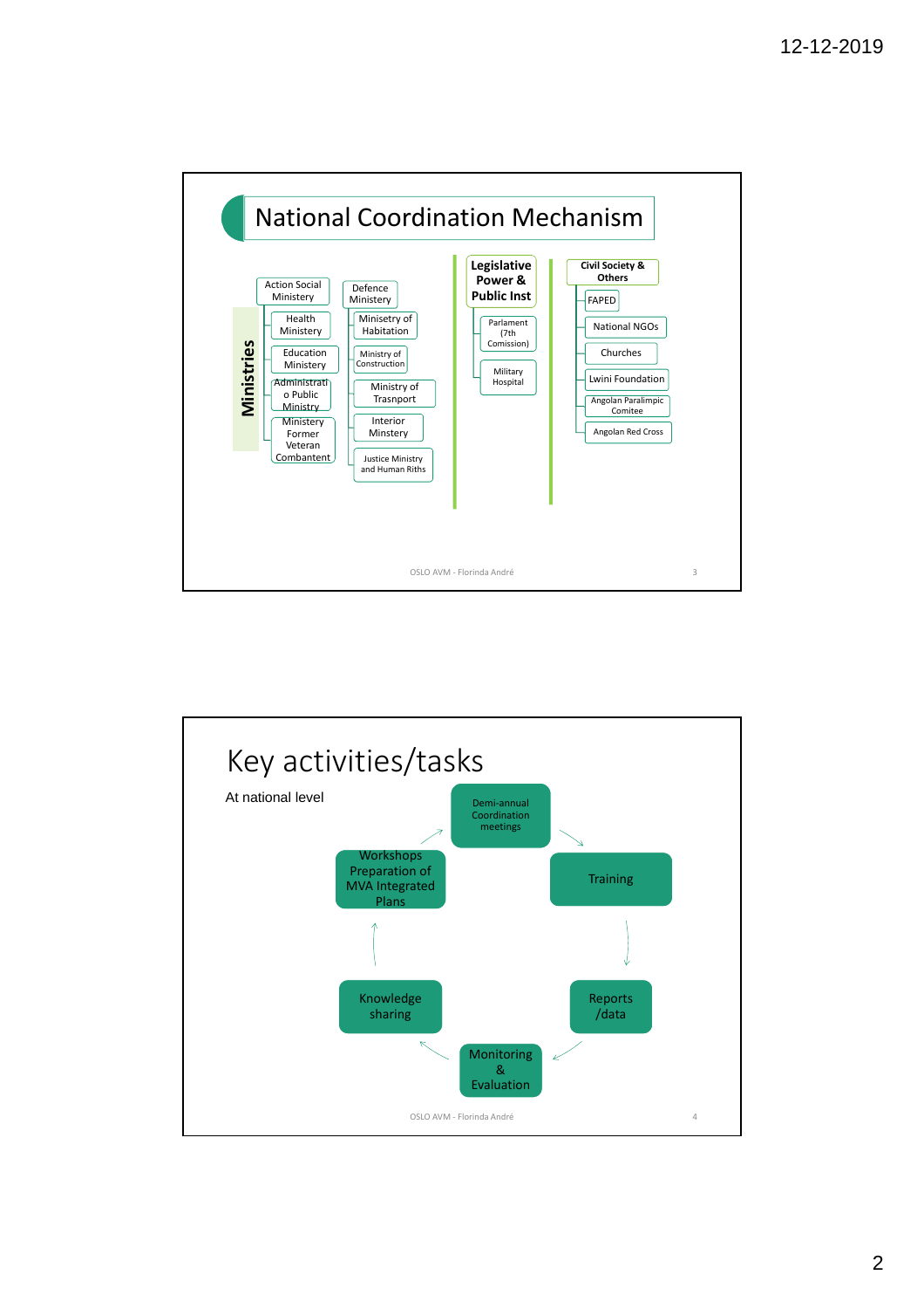# National Coordination Mechanism

**Ministries**

- Action Social Ministery
  - Health Ministery
  - Education Ministery
  - Administratio Public Ministry
  - Ministery Former Veteran Combantent
- Defence Ministery
  - Minisetry of Habitation
  - Ministry of Construction
  - Ministry of Trasnport
  - Interior Minstery
  - Justice Ministry and Human Riths

**Legislative Power & Public Inst**

- Parlament (7th Comission)
- Military Hospital

**Civil Society & Others**

- FAPED
- National NGOs
- Churches
- Lwini Foundation
- Angolan Paralimpic Comitee
- Angolan Red Cross

OSLO AVM - Florinda André

# Key activities/tasks

At national level

- Demi-annual Coordination meetings
- Training
- Reports /data
- Monitoring & Evaluation
- Knowledge sharing
- Workshops Preparation of MVA Integrated Plans

OSLO AVM - Florinda André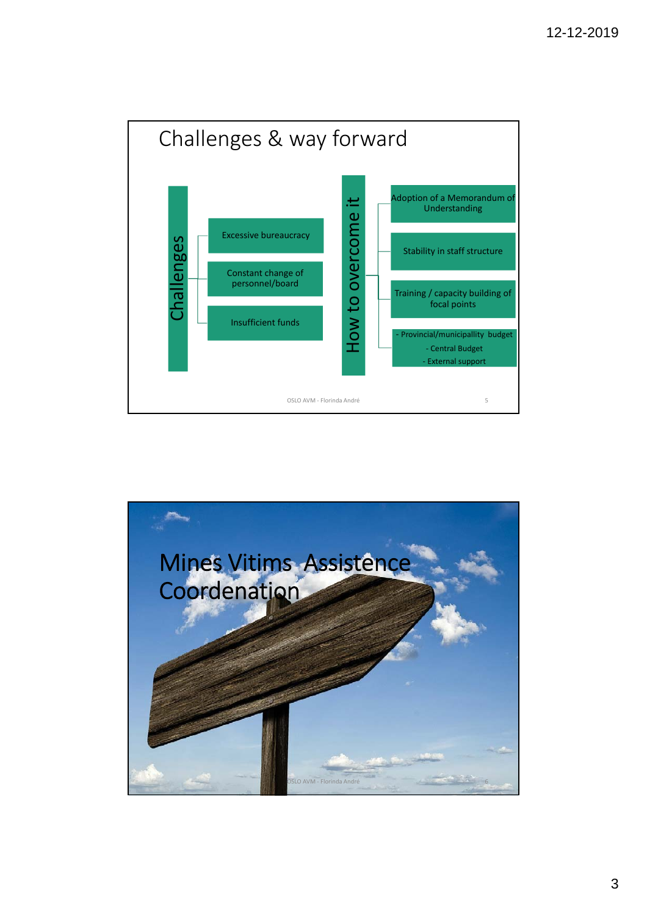## Challenges & way forward

**Challenges**

- Excessive bureaucracy
- Constant change of personnel/board
- Insufficient funds

**How to overcome it**

- Adoption of a Memorandum of Understanding
- Stability in staff structure
- Training / capacity building of focal points
- - Provincial/municipallity budget
  - Central Budget
  - External support

## Mines Vitims Assistence Coordenation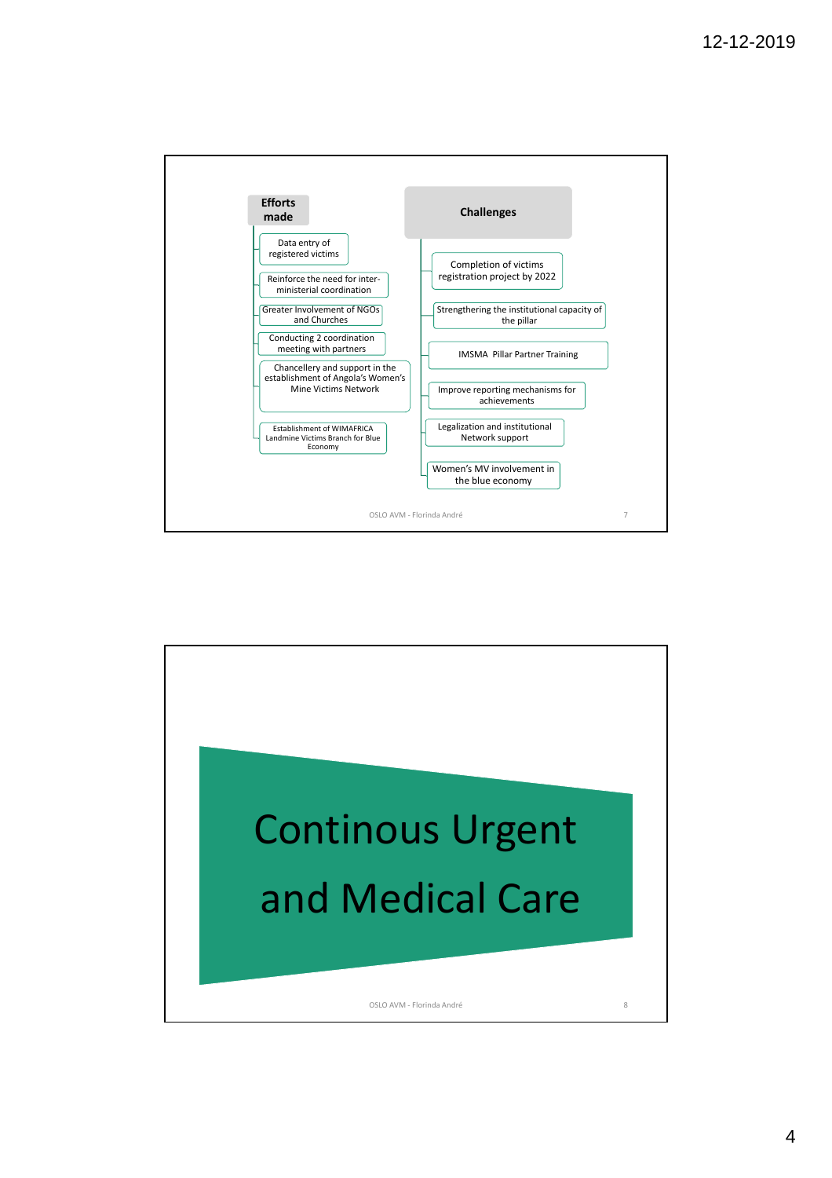## Efforts made

- Data entry of registered victims
- Reinforce the need for inter-ministerial coordination
- Greater Involvement of NGOs and Churches
- Conducting 2 coordination meeting with partners
- Chancellery and support in the establishment of Angola's Women's Mine Victims Network
- Establishment of WIMAFRICA Landmine Victims Branch for Blue Economy

## Challenges

- Completion of victims registration project by 2022
- Strengthening the institutional capacity of the pillar
- IMSMA Pillar Partner Training
- Improve reporting mechanisms for achievements
- Legalization and institutional Network support
- Women's MV involvement in the blue economy

OSLO AVM - Florinda André

# Continous Urgent and Medical Care

OSLO AVM - Florinda André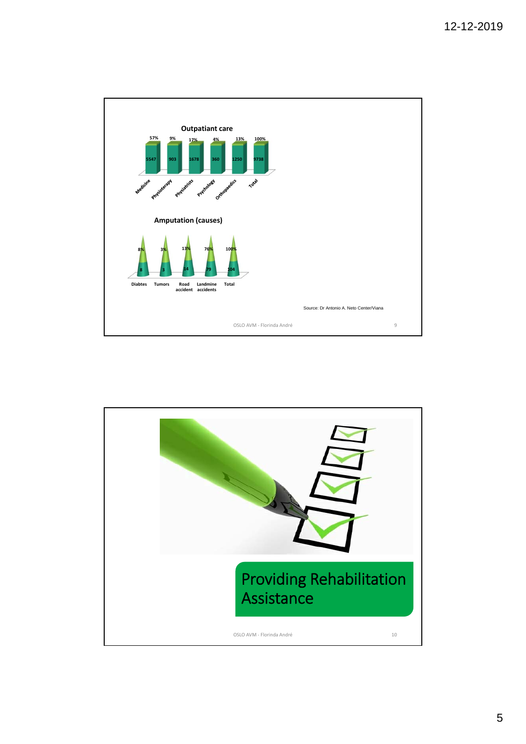## Outpatiant care

| | Medicine | Physioterapy | Physiatrists | Psychology | Orthopaedics | Total |
|---|---|---|---|---|---|---|
| Number | 5547 | 903 | 1678 | 360 | 1250 | 9738 |
| % | 57% | 9% | 17% | 4% | 13% | 100% |

## Amputation (causes)

| | Diabtes | Tumors | Road accident | Landmine accidents | Total |
|---|---|---|---|---|---|
| Number | 8 | 3 | 14 | 79 | 104 |
| % | 8% | 3% | 13% | 76% | 100% |

Source: Dr Antonio A. Neto Center/Viana

OSLO AVM - Florinda André

# Providing Rehabilitation Assistance

OSLO AVM - Florinda André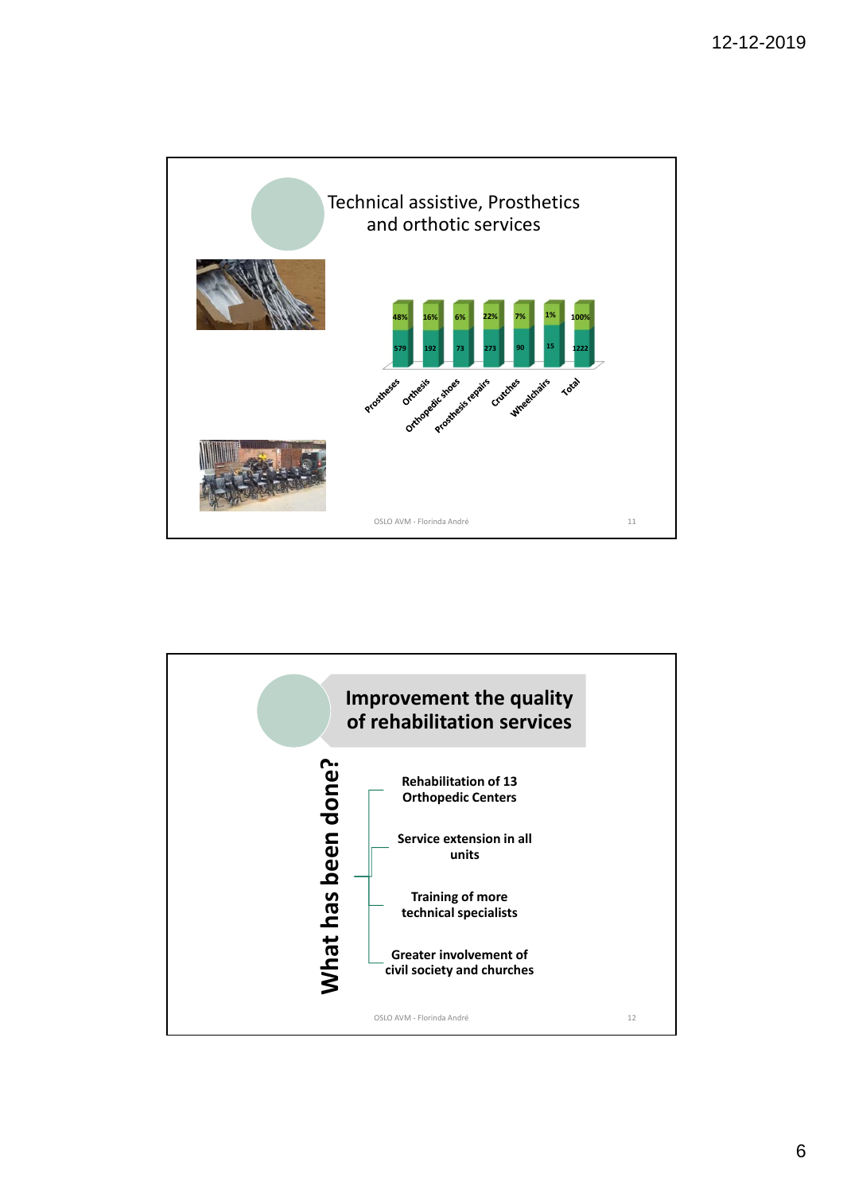## Technical assistive, Prosthetics and orthotic services

| | Prostheses | Orthesis | Orthopedic shoes | Prosthesis repairs | Crutches | Wheelchairs | Total |
|---|---|---|---|---|---|---|---|
| Number | 579 | 192 | 73 | 273 | 90 | 15 | 1222 |
| % | 48% | 16% | 6% | 22% | 7% | 1% | 100% |

OSLO AVM - Florinda André

## Improvement the quality of rehabilitation services

**What has been done?**

- **Rehabilitation of 13 Orthopedic Centers**
- **Service extension in all units**
- **Training of more technical specialists**
- **Greater involvement of civil society and churches**

OSLO AVM - Florinda André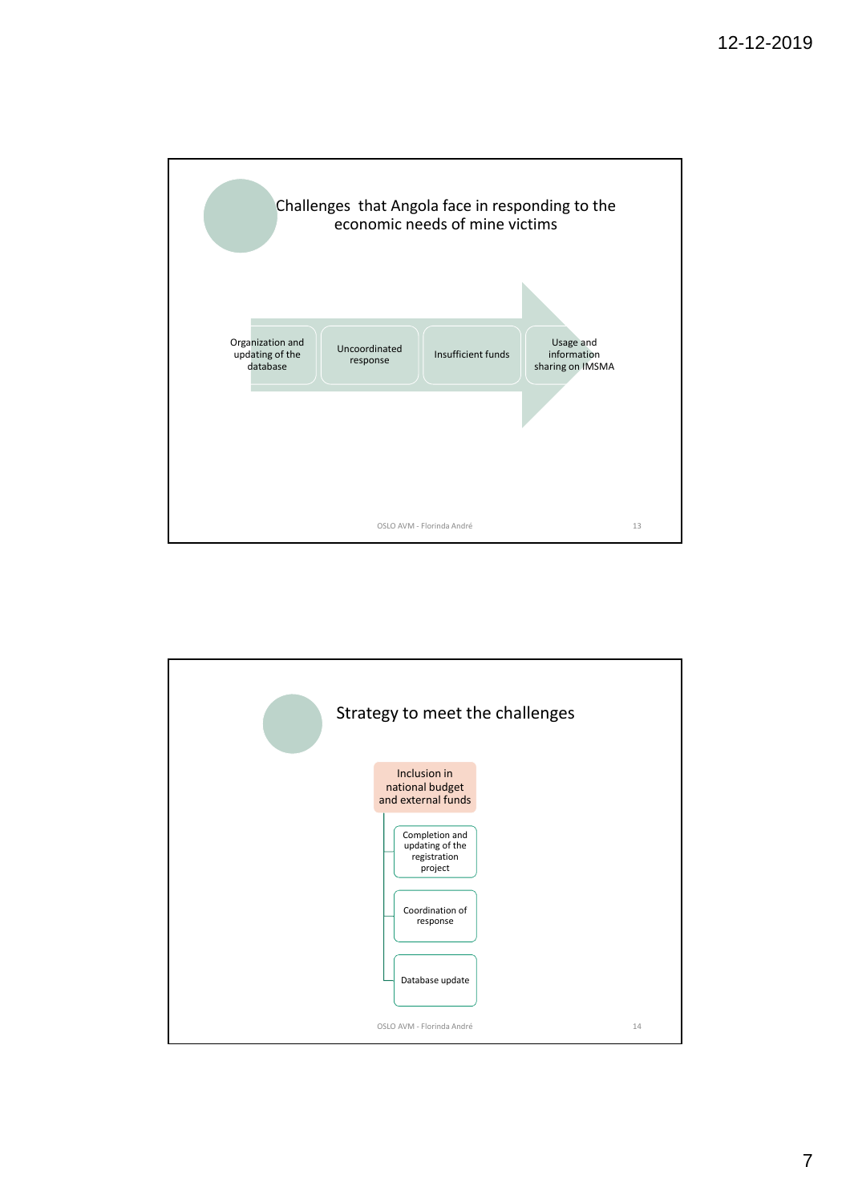## Challenges that Angola face in responding to the economic needs of mine victims

- Organization and updating of the database
- Uncoordinated response
- Insufficient funds
- Usage and information sharing on IMSMA

OSLO AVM - Florinda André

## Strategy to meet the challenges

- Inclusion in national budget and external funds
  - Completion and updating of the registration project
  - Coordination of response
  - Database update

OSLO AVM - Florinda André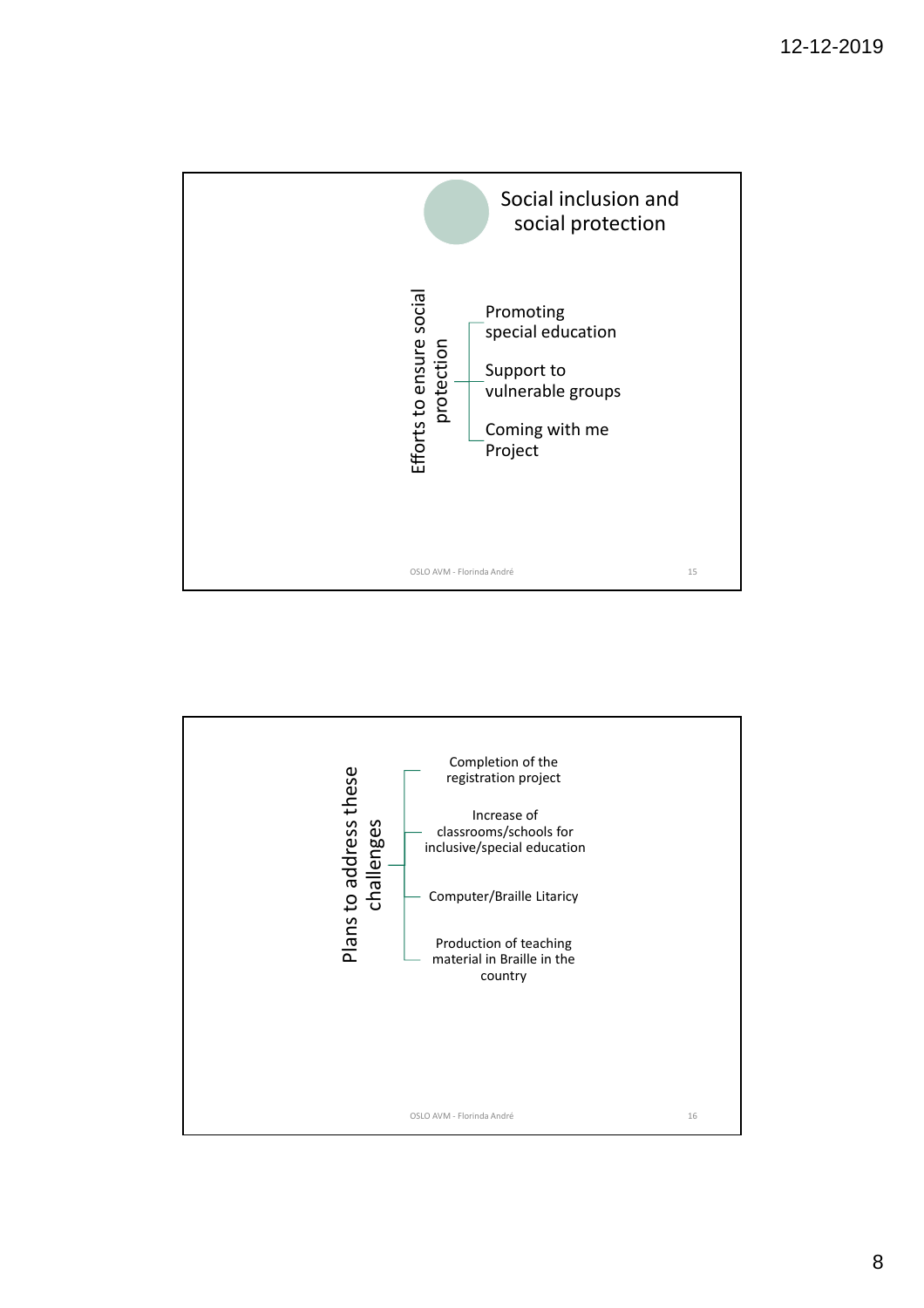## Social inclusion and social protection

**Efforts to ensure social protection**

- Promoting special education
- Support to vulnerable groups
- Coming with me Project

**Plans to address these challenges**

- Completion of the registration project
- Increase of classrooms/schools for inclusive/special education
- Computer/Braille Litaricy
- Production of teaching material in Braille in the country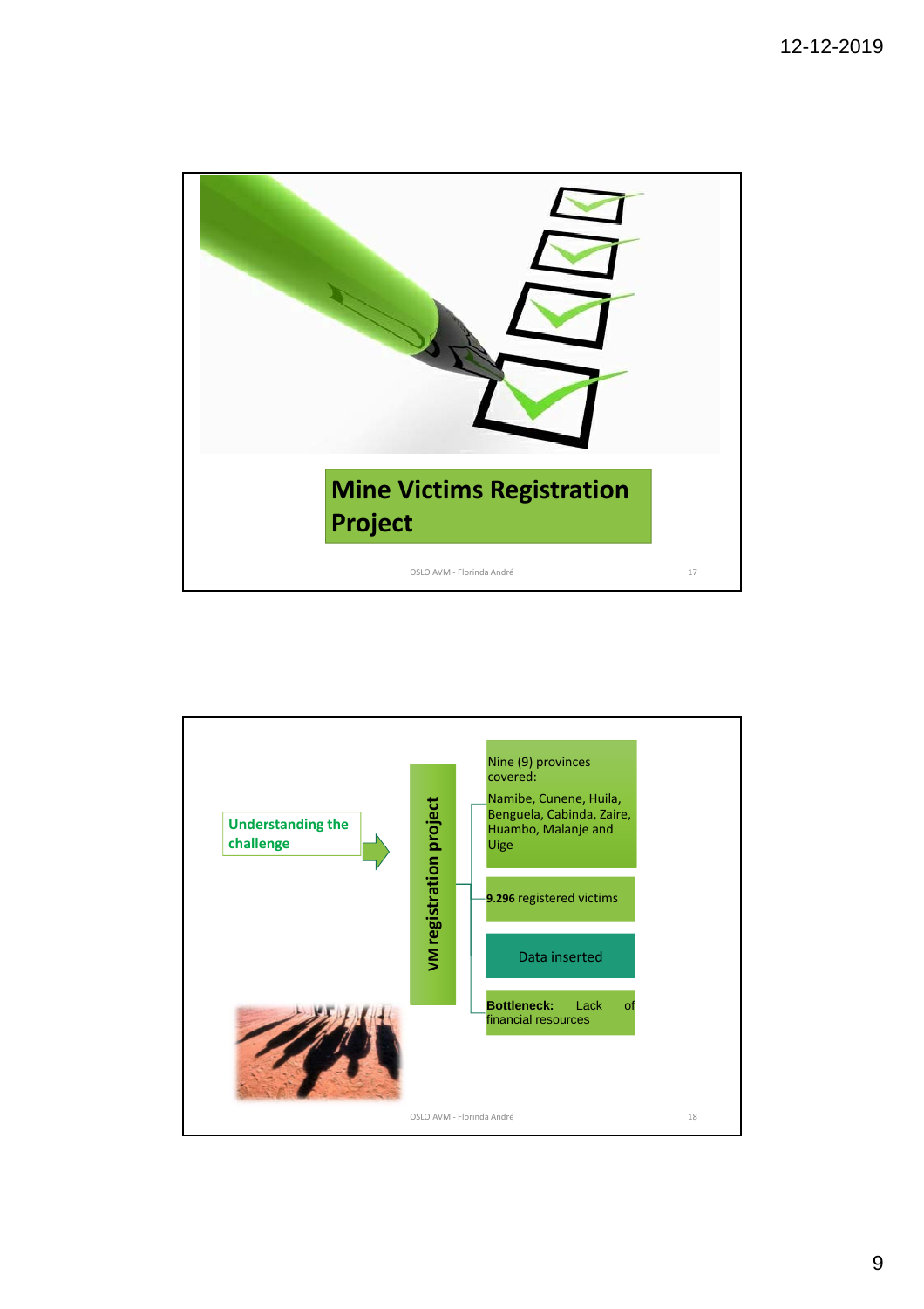## Mine Victims Registration Project

Understanding the challenge

**VM registration project**

- Nine (9) provinces covered:
  Namibe, Cunene, Huila, Benguela, Cabinda, Zaire, Huambo, Malanje and Uíge
- **9.296** registered victims
- Data inserted
- **Bottleneck:** Lack of financial resources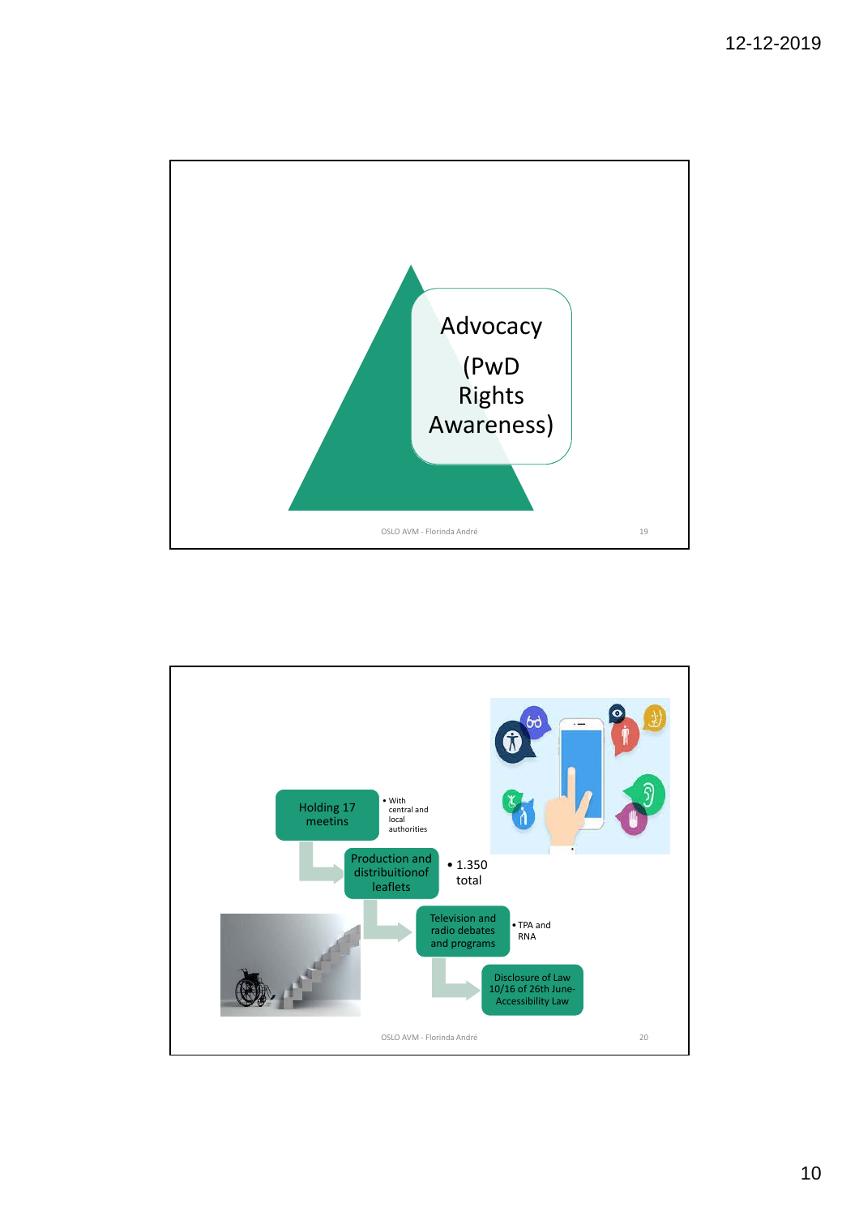## Advocacy (PwD Rights Awareness)

- Holding 17 meetins
  - With central and local authorities
- Production and distribuitionof leaflets
  - 1.350 total
- Television and radio debates and programs
  - TPA and RNA
- Disclosure of Law 10/16 of 26th June- Accessibility Law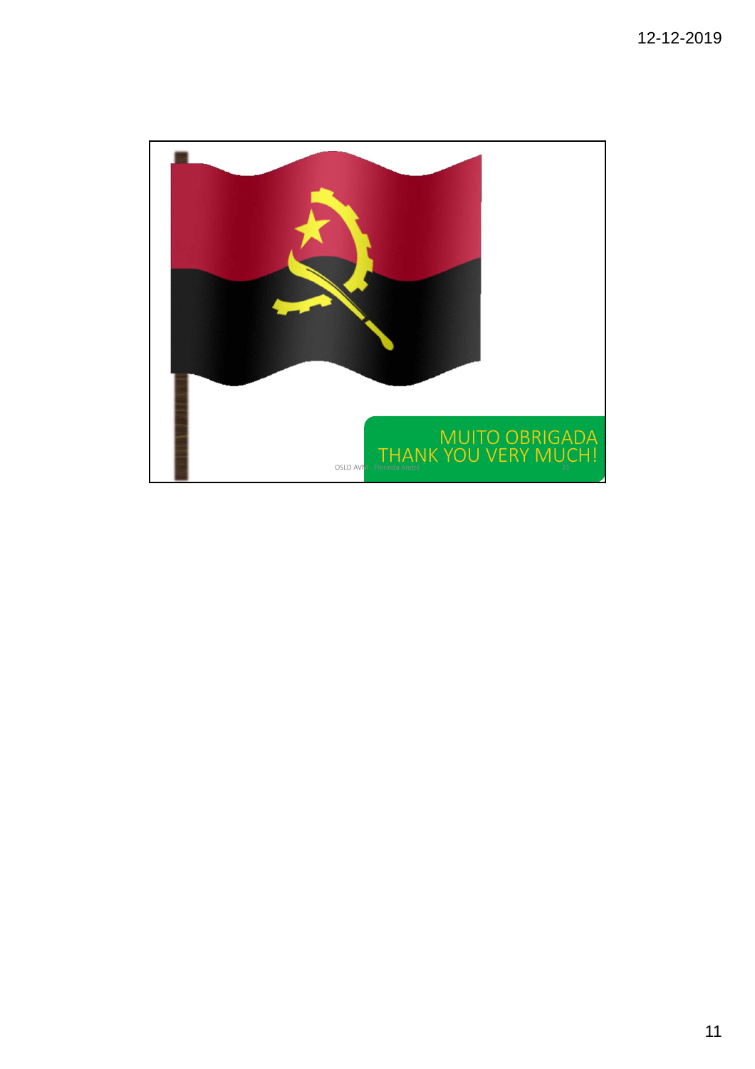MUITO OBRIGADA
THANK YOU VERY MUCH!

OSLO AVM - Florinda André